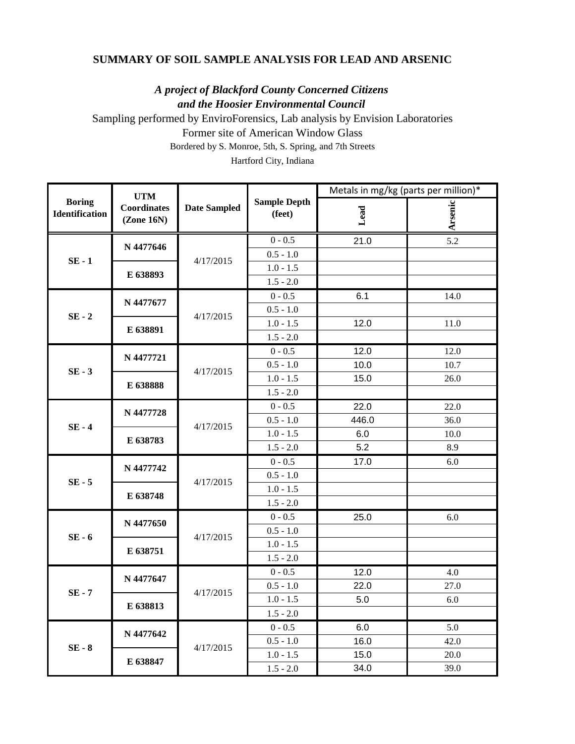# SUMMARY OF SOIL SAMPLE ANALYSIS FOR LEAD AND ARSENIC

*A project of Blackford County Concerned Citizens*
*and the Hoosier Environmental Council*

Sampling performed by EnviroForensics, Lab analysis by Envision Laboratories

Former site of American Window Glass

Bordered by S. Monroe, 5th, S. Spring, and 7th Streets

Hartford City, Indiana

| Boring Identification | UTM Coordinates (Zone 16N) | Date Sampled | Sample Depth (feet) | Metals in mg/kg (parts per million)* | |
|---|---|---|---|---|---|
| | | | | Lead | Arsenic |
| SE - 1 | N 4477646 | 4/17/2015 | 0 - 0.5 | 21.0 | 5.2 |
| | | | 0.5 - 1.0 | | |
| | E 638893 | | 1.0 - 1.5 | | |
| | | | 1.5 - 2.0 | | |
| SE - 2 | N 4477677 | 4/17/2015 | 0 - 0.5 | 6.1 | 14.0 |
| | | | 0.5 - 1.0 | | |
| | E 638891 | | 1.0 - 1.5 | 12.0 | 11.0 |
| | | | 1.5 - 2.0 | | |
| SE - 3 | N 4477721 | 4/17/2015 | 0 - 0.5 | 12.0 | 12.0 |
| | | | 0.5 - 1.0 | 10.0 | 10.7 |
| | E 638888 | | 1.0 - 1.5 | 15.0 | 26.0 |
| | | | 1.5 - 2.0 | | |
| SE - 4 | N 4477728 | 4/17/2015 | 0 - 0.5 | 22.0 | 22.0 |
| | | | 0.5 - 1.0 | 446.0 | 36.0 |
| | E 638783 | | 1.0 - 1.5 | 6.0 | 10.0 |
| | | | 1.5 - 2.0 | 5.2 | 8.9 |
| SE - 5 | N 4477742 | 4/17/2015 | 0 - 0.5 | 17.0 | 6.0 |
| | | | 0.5 - 1.0 | | |
| | E 638748 | | 1.0 - 1.5 | | |
| | | | 1.5 - 2.0 | | |
| SE - 6 | N 4477650 | 4/17/2015 | 0 - 0.5 | 25.0 | 6.0 |
| | | | 0.5 - 1.0 | | |
| | E 638751 | | 1.0 - 1.5 | | |
| | | | 1.5 - 2.0 | | |
| SE - 7 | N 4477647 | 4/17/2015 | 0 - 0.5 | 12.0 | 4.0 |
| | | | 0.5 - 1.0 | 22.0 | 27.0 |
| | E 638813 | | 1.0 - 1.5 | 5.0 | 6.0 |
| | | | 1.5 - 2.0 | | |
| SE - 8 | N 4477642 | 4/17/2015 | 0 - 0.5 | 6.0 | 5.0 |
| | | | 0.5 - 1.0 | 16.0 | 42.0 |
| | E 638847 | | 1.0 - 1.5 | 15.0 | 20.0 |
| | | | 1.5 - 2.0 | 34.0 | 39.0 |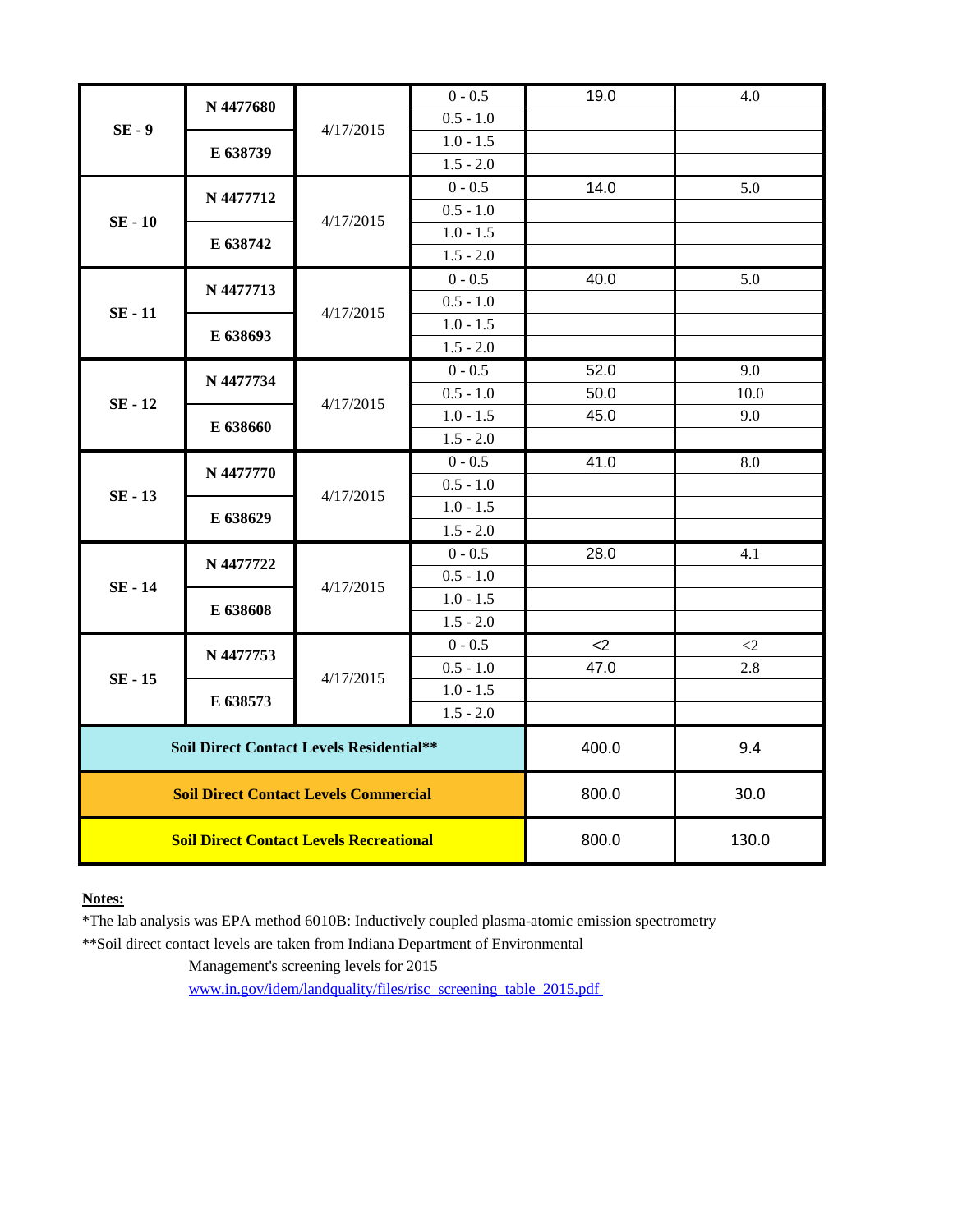| | | | | | |
|---|---|---|---|---|---|
| SE - 9 | N 4477680 | 4/17/2015 | 0 - 0.5 | 19.0 | 4.0 |
| | | | 0.5 - 1.0 | | |
| | E 638739 | | 1.0 - 1.5 | | |
| | | | 1.5 - 2.0 | | |
| SE - 10 | N 4477712 | 4/17/2015 | 0 - 0.5 | 14.0 | 5.0 |
| | | | 0.5 - 1.0 | | |
| | E 638742 | | 1.0 - 1.5 | | |
| | | | 1.5 - 2.0 | | |
| SE - 11 | N 4477713 | 4/17/2015 | 0 - 0.5 | 40.0 | 5.0 |
| | | | 0.5 - 1.0 | | |
| | E 638693 | | 1.0 - 1.5 | | |
| | | | 1.5 - 2.0 | | |
| SE - 12 | N 4477734 | 4/17/2015 | 0 - 0.5 | 52.0 | 9.0 |
| | | | 0.5 - 1.0 | 50.0 | 10.0 |
| | E 638660 | | 1.0 - 1.5 | 45.0 | 9.0 |
| | | | 1.5 - 2.0 | | |
| SE - 13 | N 4477770 | 4/17/2015 | 0 - 0.5 | 41.0 | 8.0 |
| | | | 0.5 - 1.0 | | |
| | E 638629 | | 1.0 - 1.5 | | |
| | | | 1.5 - 2.0 | | |
| SE - 14 | N 4477722 | 4/17/2015 | 0 - 0.5 | 28.0 | 4.1 |
| | | | 0.5 - 1.0 | | |
| | E 638608 | | 1.0 - 1.5 | | |
| | | | 1.5 - 2.0 | | |
| SE - 15 | N 4477753 | 4/17/2015 | 0 - 0.5 | <2 | <2 |
| | | | 0.5 - 1.0 | 47.0 | 2.8 |
| | E 638573 | | 1.0 - 1.5 | | |
| | | | 1.5 - 2.0 | | |
| **Soil Direct Contact Levels Residential**** | | | | 400.0 | 9.4 |
| **Soil Direct Contact Levels Commercial** | | | | 800.0 | 30.0 |
| **Soil Direct Contact Levels Recreational** | | | | 800.0 | 130.0 |

**Notes:**

*The lab analysis was EPA method 6010B: Inductively coupled plasma-atomic emission spectrometry

**Soil direct contact levels are taken from Indiana Department of Environmental Management's screening levels for 2015

www.in.gov/idem/landquality/files/risc_screening_table_2015.pdf